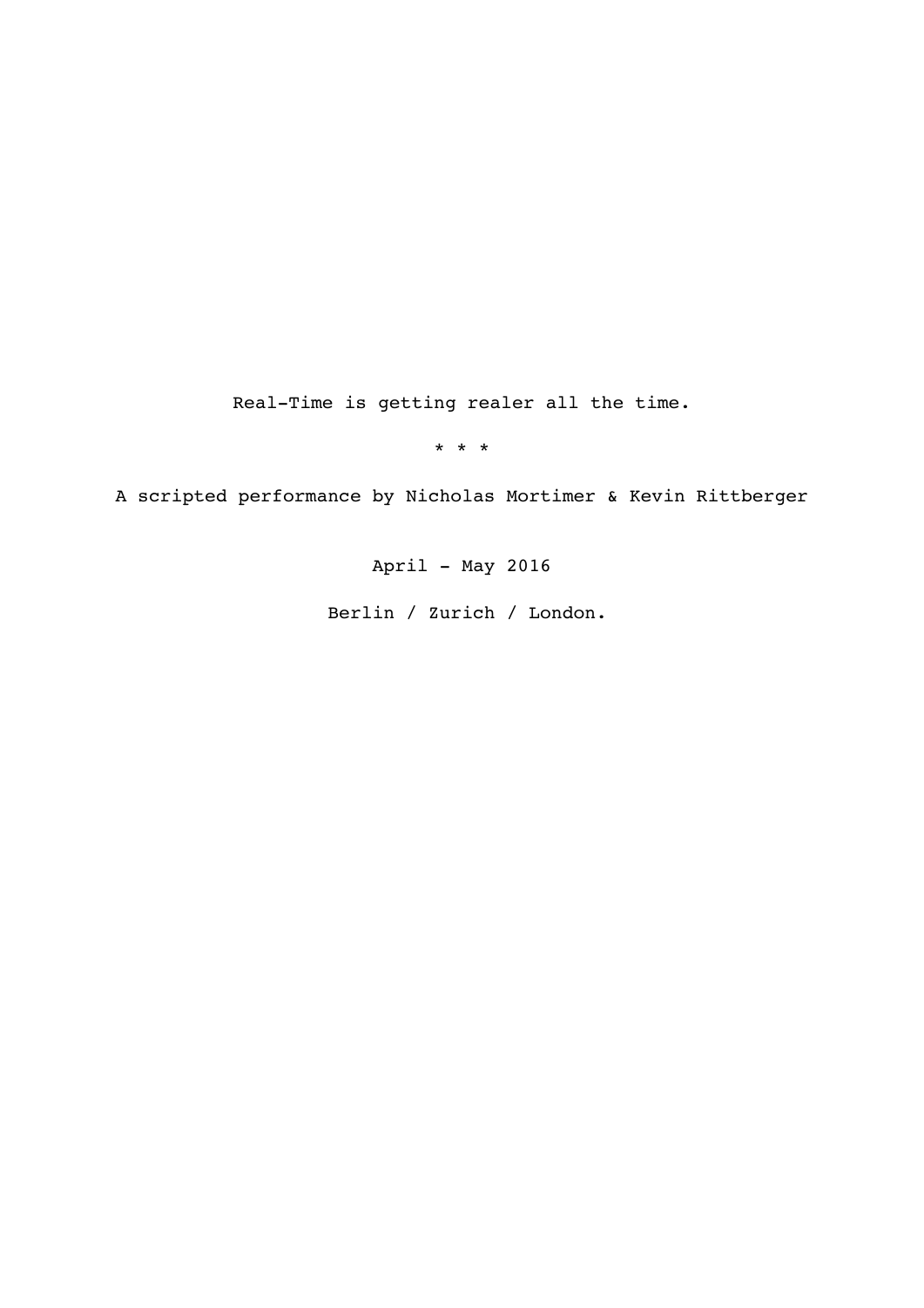Real-Time is getting realer all the time.

* * *

A scripted performance by Nicholas Mortimer & Kevin Rittberger

April - May 2016

Berlin / Zurich / London.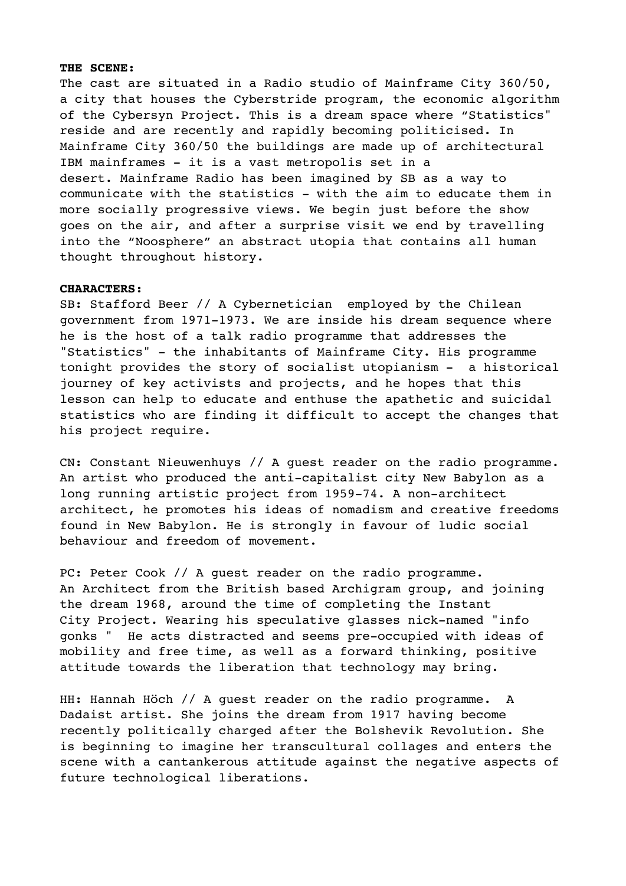**THE SCENE:**

The cast are situated in a Radio studio of Mainframe City 360/50, a city that houses the Cyberstride program, the economic algorithm of the Cybersyn Project. This is a dream space where "Statistics" reside and are recently and rapidly becoming politicised. In Mainframe City 360/50 the buildings are made up of architectural IBM mainframes - it is a vast metropolis set in a desert. Mainframe Radio has been imagined by SB as a way to communicate with the statistics - with the aim to educate them in more socially progressive views. We begin just before the show goes on the air, and after a surprise visit we end by travelling into the "Noosphere" an abstract utopia that contains all human thought throughout history.

**CHARACTERS:**

SB: Stafford Beer // A Cybernetician employed by the Chilean government from 1971-1973. We are inside his dream sequence where he is the host of a talk radio programme that addresses the "Statistics" - the inhabitants of Mainframe City. His programme tonight provides the story of socialist utopianism - a historical journey of key activists and projects, and he hopes that this lesson can help to educate and enthuse the apathetic and suicidal statistics who are finding it difficult to accept the changes that his project require.

CN: Constant Nieuwenhuys // A guest reader on the radio programme. An artist who produced the anti-capitalist city New Babylon as a long running artistic project from 1959-74. A non-architect architect, he promotes his ideas of nomadism and creative freedoms found in New Babylon. He is strongly in favour of ludic social behaviour and freedom of movement.

PC: Peter Cook // A guest reader on the radio programme. An Architect from the British based Archigram group, and joining the dream 1968, around the time of completing the Instant City Project. Wearing his speculative glasses nick-named "info gonks " He acts distracted and seems pre-occupied with ideas of mobility and free time, as well as a forward thinking, positive attitude towards the liberation that technology may bring.

HH: Hannah Höch // A guest reader on the radio programme. A Dadaist artist. She joins the dream from 1917 having become recently politically charged after the Bolshevik Revolution. She is beginning to imagine her transcultural collages and enters the scene with a cantankerous attitude against the negative aspects of future technological liberations.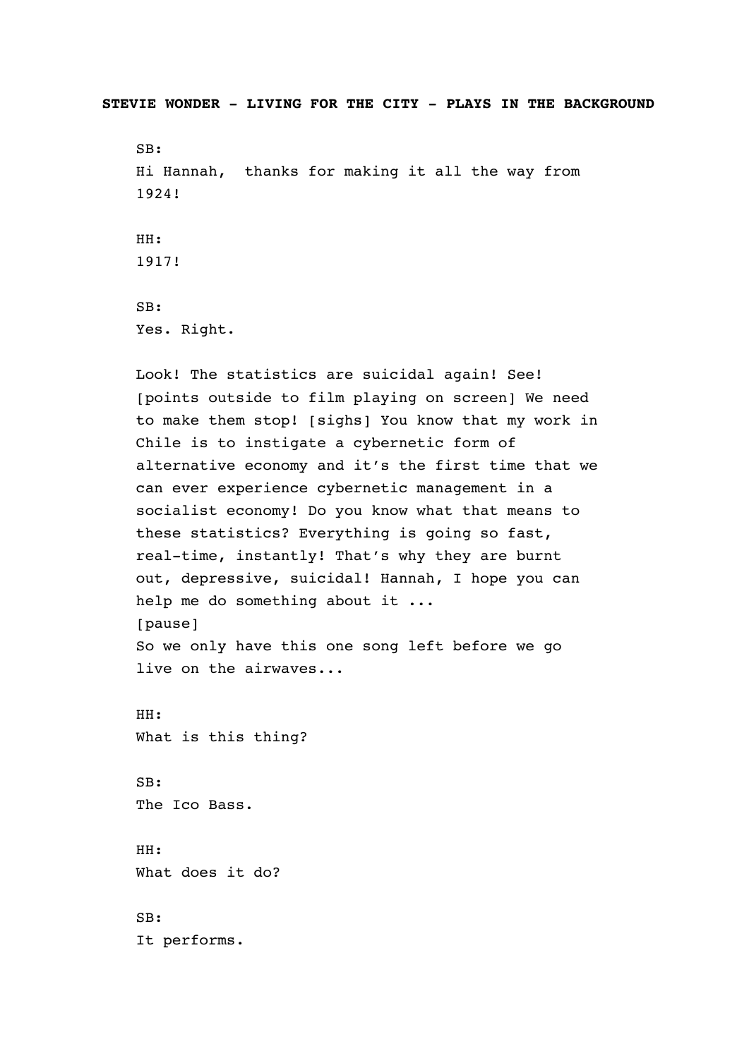**STEVIE WONDER - LIVING FOR THE CITY - PLAYS IN THE BACKGROUND**

SB:
Hi Hannah, thanks for making it all the way from 1924!

HH:
1917!

SB:
Yes. Right.

Look! The statistics are suicidal again! See! [points outside to film playing on screen] We need to make them stop! [sighs] You know that my work in Chile is to instigate a cybernetic form of alternative economy and it's the first time that we can ever experience cybernetic management in a socialist economy! Do you know what that means to these statistics? Everything is going so fast, real-time, instantly! That's why they are burnt out, depressive, suicidal! Hannah, I hope you can help me do something about it ...
[pause]
So we only have this one song left before we go live on the airwaves...

HH:
What is this thing?

SB:
The Ico Bass.

HH:
What does it do?

SB:
It performs.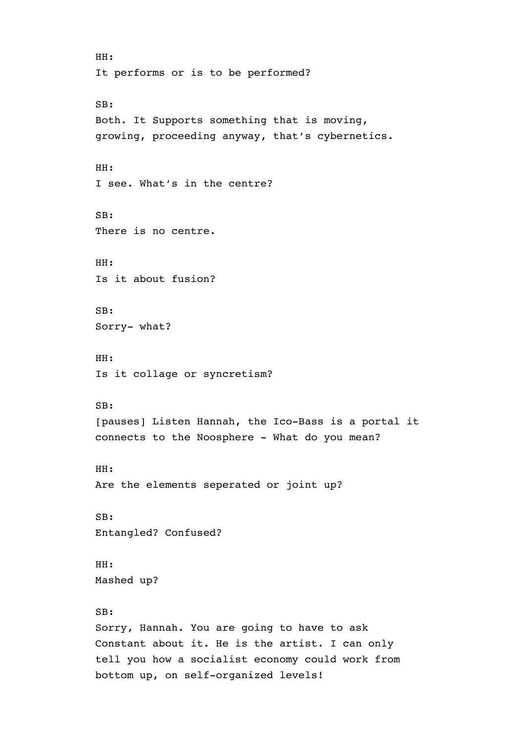HH:
It performs or is to be performed?

SB:
Both. It Supports something that is moving, growing, proceeding anyway, that's cybernetics.

HH:
I see. What's in the centre?

SB:
There is no centre.

HH:
Is it about fusion?

SB:
Sorry- what?

HH:
Is it collage or syncretism?

SB:
[pauses] Listen Hannah, the Ico-Bass is a portal it connects to the Noosphere - What do you mean?

HH:
Are the elements seperated or joint up?

SB:
Entangled? Confused?

HH:
Mashed up?

SB:
Sorry, Hannah. You are going to have to ask Constant about it. He is the artist. I can only tell you how a socialist economy could work from bottom up, on self-organized levels!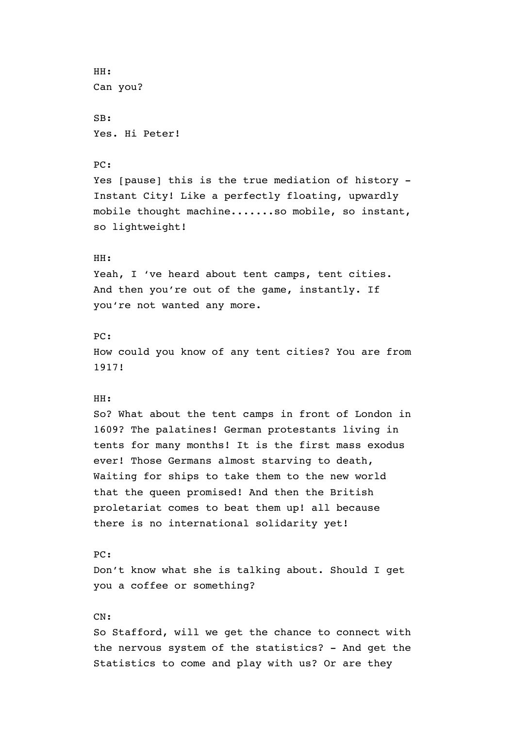HH:
Can you?

SB:
Yes. Hi Peter!

PC:
Yes [pause] this is the true mediation of history - Instant City! Like a perfectly floating, upwardly mobile thought machine.......so mobile, so instant, so lightweight!

HH:
Yeah, I 've heard about tent camps, tent cities. And then you're out of the game, instantly. If you're not wanted any more.

PC:
How could you know of any tent cities? You are from 1917!

HH:
So? What about the tent camps in front of London in 1609? The palatines! German protestants living in tents for many months! It is the first mass exodus ever! Those Germans almost starving to death, Waiting for ships to take them to the new world that the queen promised! And then the British proletariat comes to beat them up! all because there is no international solidarity yet!

PC:
Don't know what she is talking about. Should I get you a coffee or something?

CN:
So Stafford, will we get the chance to connect with the nervous system of the statistics? - And get the Statistics to come and play with us? Or are they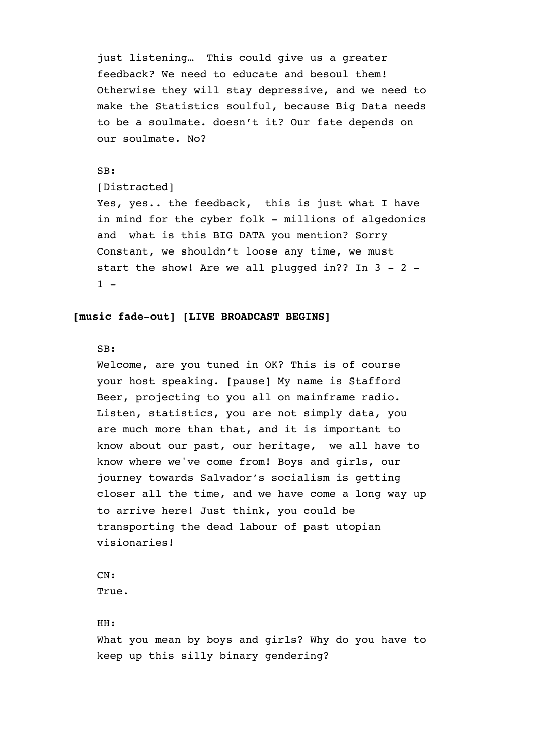just listening… This could give us a greater feedback? We need to educate and besoul them! Otherwise they will stay depressive, and we need to make the Statistics soulful, because Big Data needs to be a soulmate. doesn't it? Our fate depends on our soulmate. No?

SB:
[Distracted]
Yes, yes.. the feedback, this is just what I have in mind for the cyber folk - millions of algedonics and what is this BIG DATA you mention? Sorry Constant, we shouldn't loose any time, we must start the show! Are we all plugged in?? In 3 - 2 - 1 -

**[music fade-out] [LIVE BROADCAST BEGINS]**

SB:
Welcome, are you tuned in OK? This is of course your host speaking. [pause] My name is Stafford Beer, projecting to you all on mainframe radio. Listen, statistics, you are not simply data, you are much more than that, and it is important to know about our past, our heritage, we all have to know where we've come from! Boys and girls, our journey towards Salvador's socialism is getting closer all the time, and we have come a long way up to arrive here! Just think, you could be transporting the dead labour of past utopian visionaries!

CN:
True.

HH:
What you mean by boys and girls? Why do you have to keep up this silly binary gendering?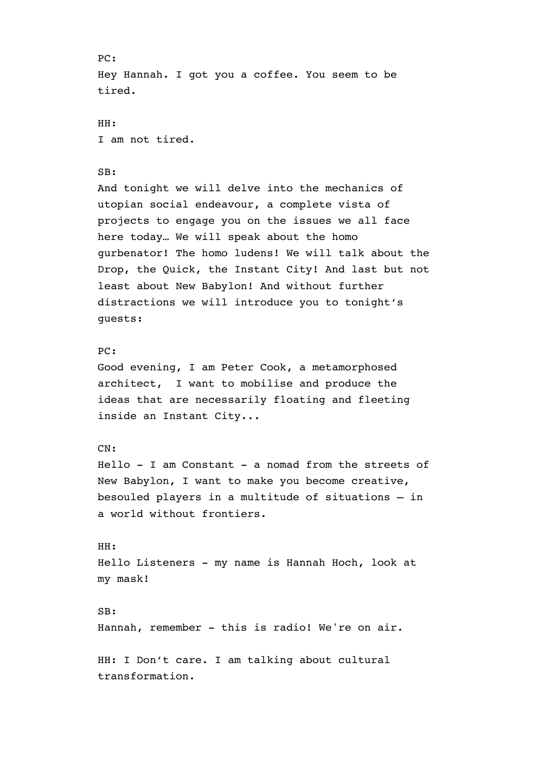PC:
Hey Hannah. I got you a coffee. You seem to be tired.

HH:
I am not tired.

SB:
And tonight we will delve into the mechanics of utopian social endeavour, a complete vista of projects to engage you on the issues we all face here today… We will speak about the homo gurbenator! The homo ludens! We will talk about the Drop, the Quick, the Instant City! And last but not least about New Babylon! And without further distractions we will introduce you to tonight's guests:

PC:
Good evening, I am Peter Cook, a metamorphosed architect, I want to mobilise and produce the ideas that are necessarily floating and fleeting inside an Instant City...

CN:
Hello - I am Constant - a nomad from the streets of New Babylon, I want to make you become creative, besouled players in a multitude of situations – in a world without frontiers.

HH:
Hello Listeners - my name is Hannah Hoch, look at my mask!

SB:
Hannah, remember - this is radio! We're on air.

HH: I Don't care. I am talking about cultural transformation.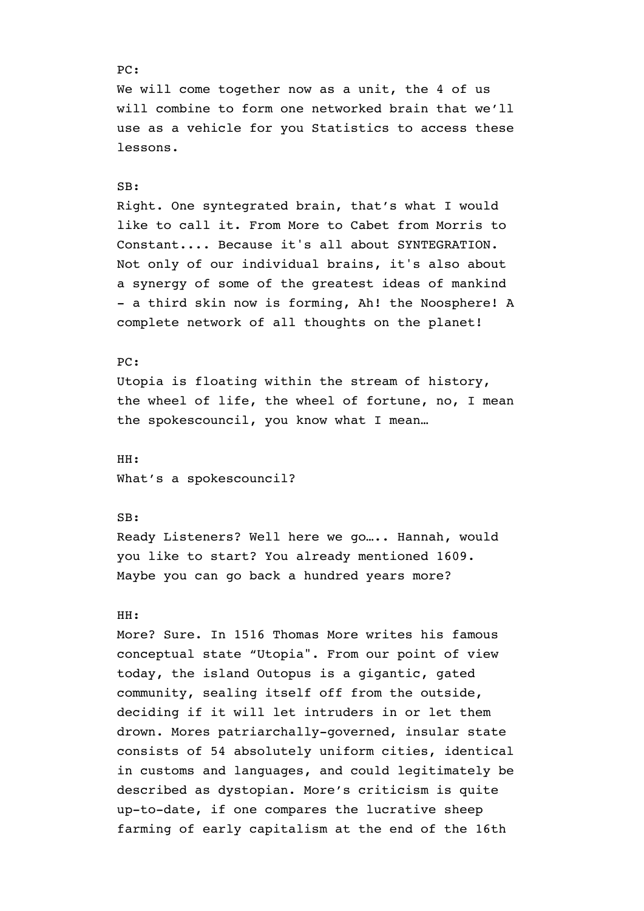PC:

We will come together now as a unit, the 4 of us will combine to form one networked brain that we'll use as a vehicle for you Statistics to access these lessons.

SB:

Right. One syntegrated brain, that's what I would like to call it. From More to Cabet from Morris to Constant.... Because it's all about SYNTEGRATION. Not only of our individual brains, it's also about a synergy of some of the greatest ideas of mankind - a third skin now is forming, Ah! the Noosphere! A complete network of all thoughts on the planet!

PC:

Utopia is floating within the stream of history, the wheel of life, the wheel of fortune, no, I mean the spokescouncil, you know what I mean…

HH:

What's a spokescouncil?

SB:

Ready Listeners? Well here we go….. Hannah, would you like to start? You already mentioned 1609. Maybe you can go back a hundred years more?

HH:

More? Sure. In 1516 Thomas More writes his famous conceptual state "Utopia". From our point of view today, the island Outopus is a gigantic, gated community, sealing itself off from the outside, deciding if it will let intruders in or let them drown. Mores patriarchally-governed, insular state consists of 54 absolutely uniform cities, identical in customs and languages, and could legitimately be described as dystopian. More's criticism is quite up-to-date, if one compares the lucrative sheep farming of early capitalism at the end of the 16th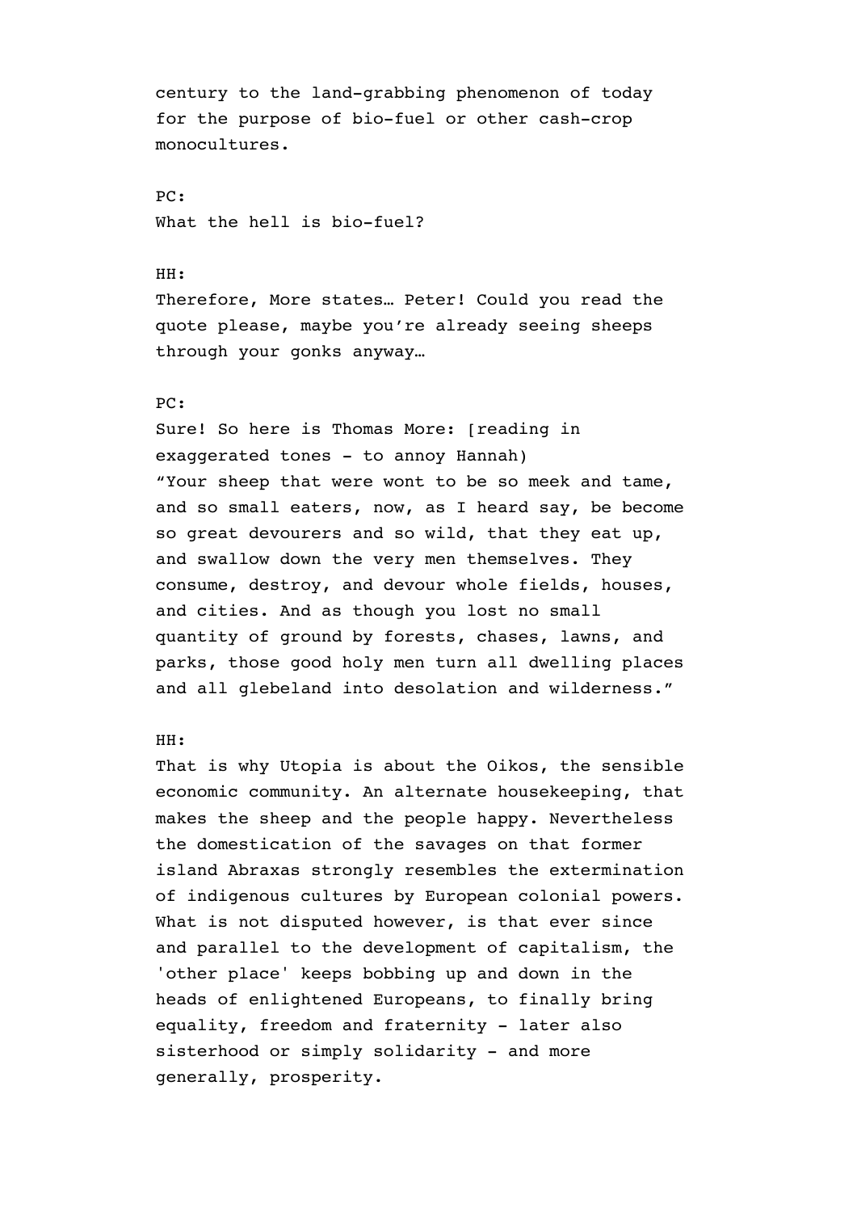century to the land-grabbing phenomenon of today for the purpose of bio-fuel or other cash-crop monocultures.

PC:
What the hell is bio-fuel?

HH:
Therefore, More states… Peter! Could you read the quote please, maybe you're already seeing sheeps through your gonks anyway…

PC:
Sure! So here is Thomas More: [reading in exaggerated tones - to annoy Hannah)
"Your sheep that were wont to be so meek and tame, and so small eaters, now, as I heard say, be become so great devourers and so wild, that they eat up, and swallow down the very men themselves. They consume, destroy, and devour whole fields, houses, and cities. And as though you lost no small quantity of ground by forests, chases, lawns, and parks, those good holy men turn all dwelling places and all glebeland into desolation and wilderness."

HH:
That is why Utopia is about the Oikos, the sensible economic community. An alternate housekeeping, that makes the sheep and the people happy. Nevertheless the domestication of the savages on that former island Abraxas strongly resembles the extermination of indigenous cultures by European colonial powers. What is not disputed however, is that ever since and parallel to the development of capitalism, the 'other place' keeps bobbing up and down in the heads of enlightened Europeans, to finally bring equality, freedom and fraternity - later also sisterhood or simply solidarity - and more generally, prosperity.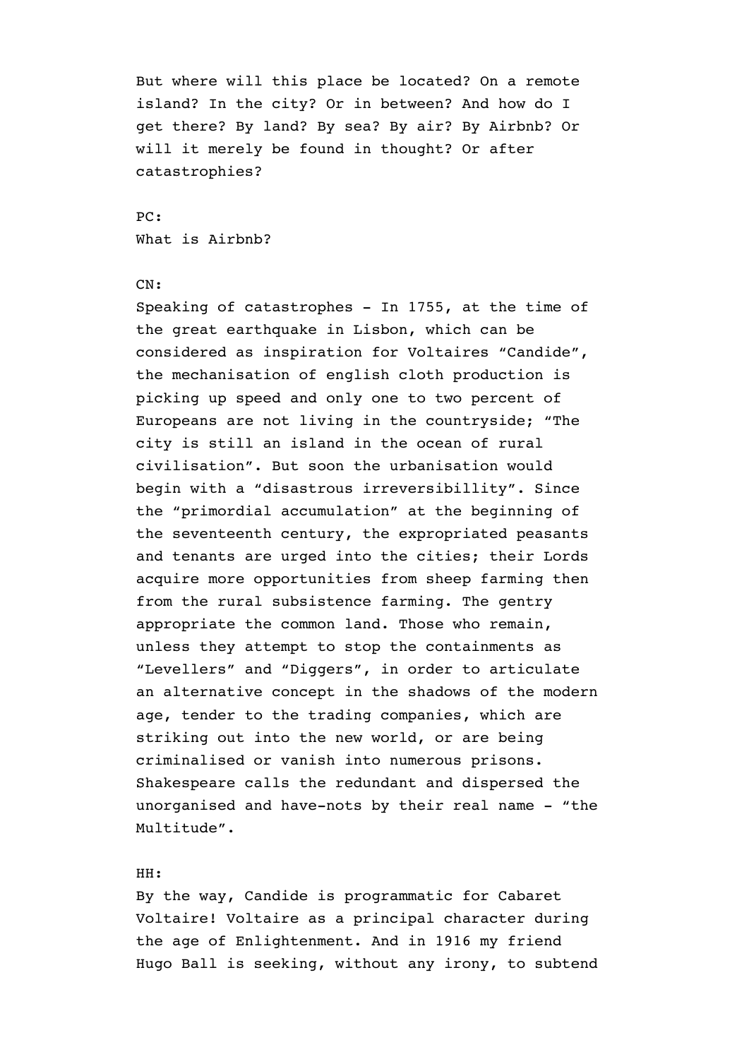But where will this place be located? On a remote island? In the city? Or in between? And how do I get there? By land? By sea? By air? By Airbnb? Or will it merely be found in thought? Or after catastrophies?

PC:
What is Airbnb?

CN:
Speaking of catastrophes - In 1755, at the time of the great earthquake in Lisbon, which can be considered as inspiration for Voltaires “Candide”, the mechanisation of english cloth production is picking up speed and only one to two percent of Europeans are not living in the countryside; “The city is still an island in the ocean of rural civilisation”. But soon the urbanisation would begin with a “disastrous irreversibillity”. Since the “primordial accumulation” at the beginning of the seventeenth century, the expropriated peasants and tenants are urged into the cities; their Lords acquire more opportunities from sheep farming then from the rural subsistence farming. The gentry appropriate the common land. Those who remain, unless they attempt to stop the containments as “Levellers” and “Diggers”, in order to articulate an alternative concept in the shadows of the modern age, tender to the trading companies, which are striking out into the new world, or are being criminalised or vanish into numerous prisons. Shakespeare calls the redundant and dispersed the unorganised and have-nots by their real name - “the Multitude”.

HH:
By the way, Candide is programmatic for Cabaret Voltaire! Voltaire as a principal character during the age of Enlightenment. And in 1916 my friend Hugo Ball is seeking, without any irony, to subtend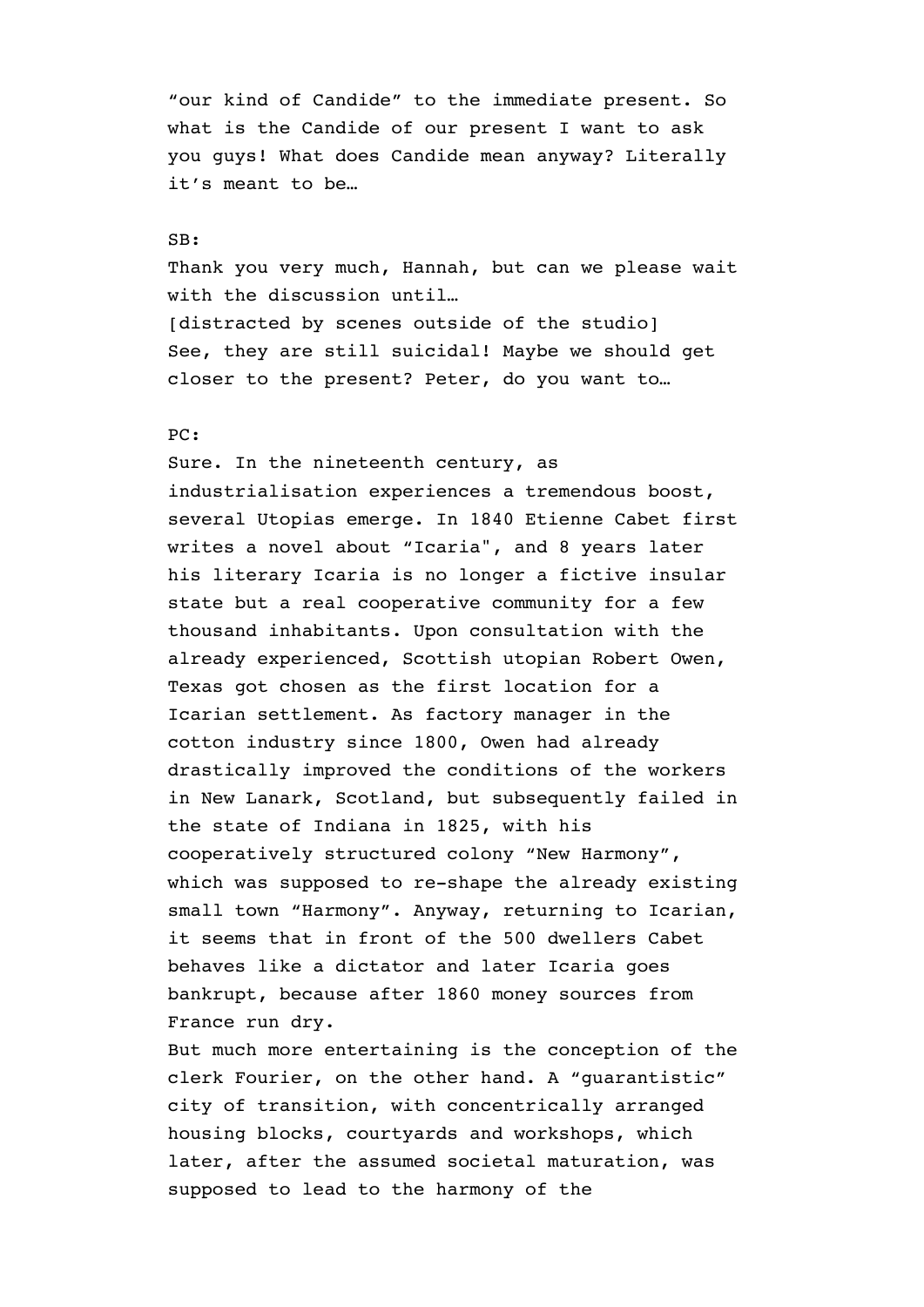“our kind of Candide” to the immediate present. So what is the Candide of our present I want to ask you guys! What does Candide mean anyway? Literally it’s meant to be…

SB:
Thank you very much, Hannah, but can we please wait with the discussion until…
[distracted by scenes outside of the studio]
See, they are still suicidal! Maybe we should get closer to the present? Peter, do you want to…

PC:
Sure. In the nineteenth century, as industrialisation experiences a tremendous boost, several Utopias emerge. In 1840 Etienne Cabet first writes a novel about “Icaria", and 8 years later his literary Icaria is no longer a fictive insular state but a real cooperative community for a few thousand inhabitants. Upon consultation with the already experienced, Scottish utopian Robert Owen, Texas got chosen as the first location for a Icarian settlement. As factory manager in the cotton industry since 1800, Owen had already drastically improved the conditions of the workers in New Lanark, Scotland, but subsequently failed in the state of Indiana in 1825, with his cooperatively structured colony “New Harmony”, which was supposed to re-shape the already existing small town “Harmony”. Anyway, returning to Icarian, it seems that in front of the 500 dwellers Cabet behaves like a dictator and later Icaria goes bankrupt, because after 1860 money sources from France run dry.
But much more entertaining is the conception of the clerk Fourier, on the other hand. A “guarantistic” city of transition, with concentrically arranged housing blocks, courtyards and workshops, which later, after the assumed societal maturation, was supposed to lead to the harmony of the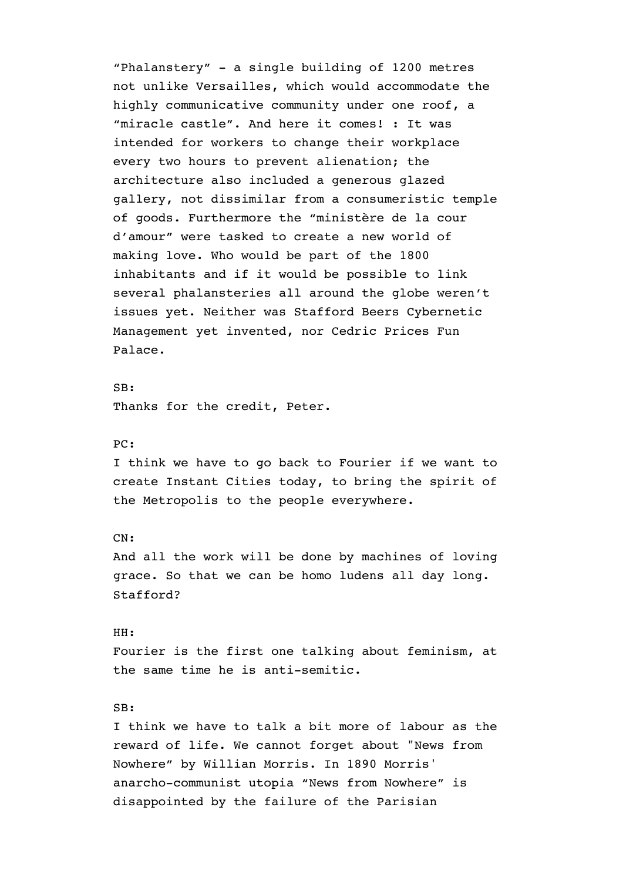"Phalanstery" - a single building of 1200 metres not unlike Versailles, which would accommodate the highly communicative community under one roof, a "miracle castle". And here it comes! : It was intended for workers to change their workplace every two hours to prevent alienation; the architecture also included a generous glazed gallery, not dissimilar from a consumeristic temple of goods. Furthermore the "ministère de la cour d'amour" were tasked to create a new world of making love. Who would be part of the 1800 inhabitants and if it would be possible to link several phalansteries all around the globe weren't issues yet. Neither was Stafford Beers Cybernetic Management yet invented, nor Cedric Prices Fun Palace.

SB:
Thanks for the credit, Peter.

PC:
I think we have to go back to Fourier if we want to create Instant Cities today, to bring the spirit of the Metropolis to the people everywhere.

CN:
And all the work will be done by machines of loving grace. So that we can be homo ludens all day long. Stafford?

HH:
Fourier is the first one talking about feminism, at the same time he is anti-semitic.

SB:
I think we have to talk a bit more of labour as the reward of life. We cannot forget about "News from Nowhere" by Willian Morris. In 1890 Morris' anarcho-communist utopia "News from Nowhere" is disappointed by the failure of the Parisian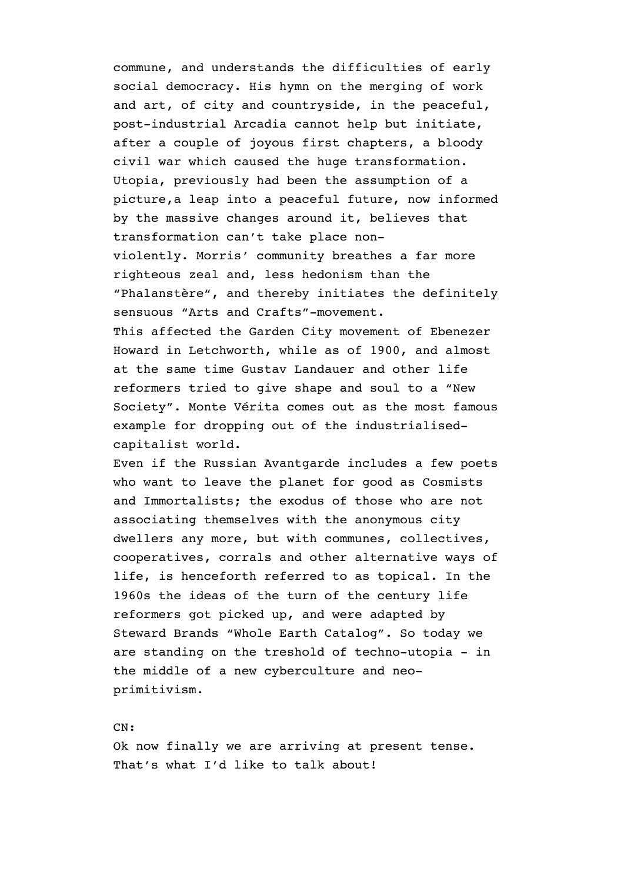commune, and understands the difficulties of early social democracy. His hymn on the merging of work and art, of city and countryside, in the peaceful, post-industrial Arcadia cannot help but initiate, after a couple of joyous first chapters, a bloody civil war which caused the huge transformation. Utopia, previously had been the assumption of a picture,a leap into a peaceful future, now informed by the massive changes around it, believes that transformation can't take place non-violently. Morris' community breathes a far more righteous zeal and, less hedonism than the "Phalanstère", and thereby initiates the definitely sensuous "Arts and Crafts"-movement.
This affected the Garden City movement of Ebenezer Howard in Letchworth, while as of 1900, and almost at the same time Gustav Landauer and other life reformers tried to give shape and soul to a "New Society". Monte Vérita comes out as the most famous example for dropping out of the industrialised-capitalist world.
Even if the Russian Avantgarde includes a few poets who want to leave the planet for good as Cosmists and Immortalists; the exodus of those who are not associating themselves with the anonymous city dwellers any more, but with communes, collectives, cooperatives, corrals and other alternative ways of life, is henceforth referred to as topical. In the 1960s the ideas of the turn of the century life reformers got picked up, and were adapted by Steward Brands "Whole Earth Catalog". So today we are standing on the treshold of techno-utopia - in the middle of a new cyberculture and neo-primitivism.

CN:
Ok now finally we are arriving at present tense. That's what I'd like to talk about!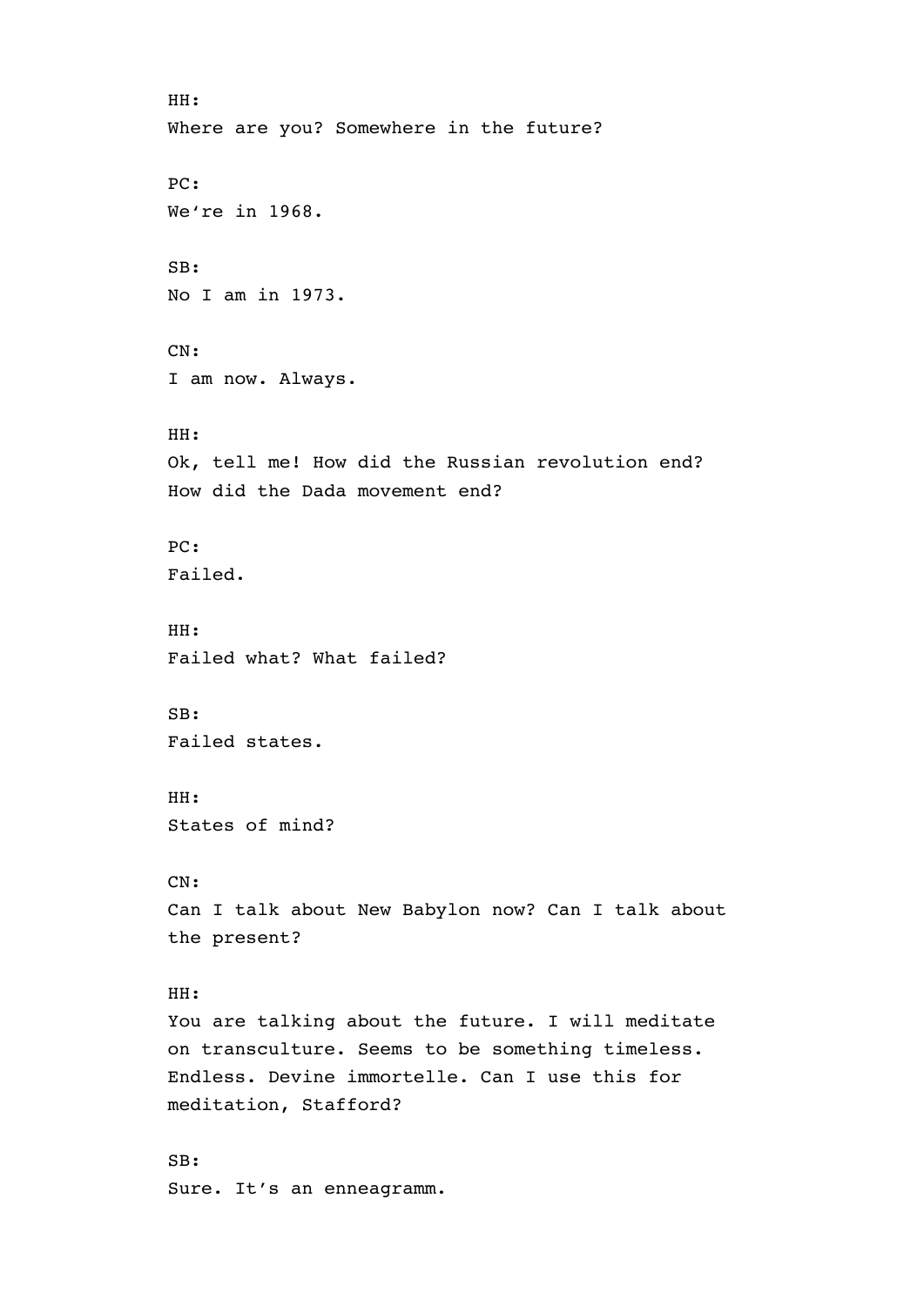HH:
Where are you? Somewhere in the future?

PC:
We're in 1968.

SB:
No I am in 1973.

CN:
I am now. Always.

HH:
Ok, tell me! How did the Russian revolution end?
How did the Dada movement end?

PC:
Failed.

HH:
Failed what? What failed?

SB:
Failed states.

HH:
States of mind?

CN:
Can I talk about New Babylon now? Can I talk about
the present?

HH:
You are talking about the future. I will meditate
on transculture. Seems to be something timeless.
Endless. Devine immortelle. Can I use this for
meditation, Stafford?

SB:
Sure. It's an enneagramm.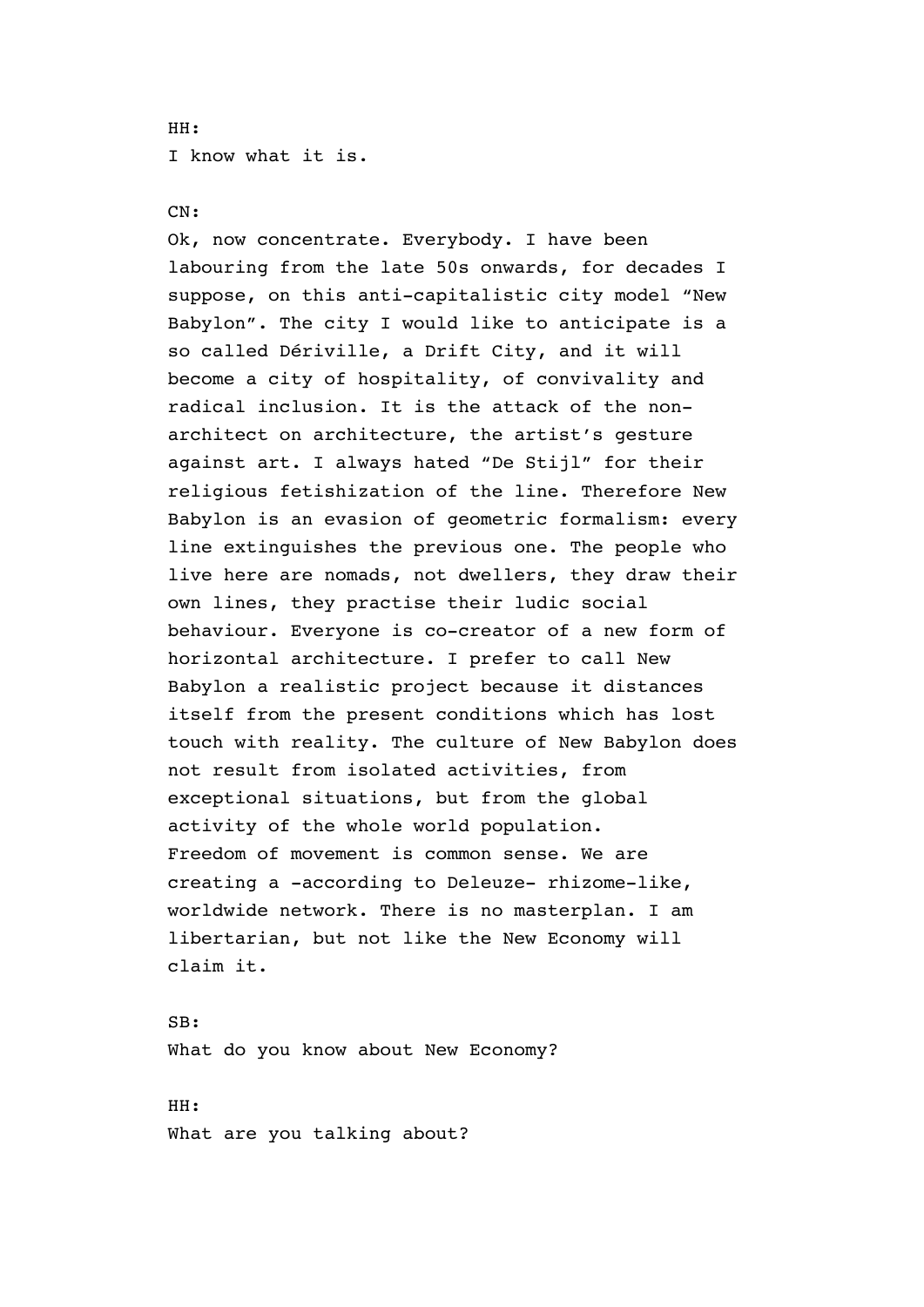HH:
I know what it is.

CN:
Ok, now concentrate. Everybody. I have been labouring from the late 50s onwards, for decades I suppose, on this anti-capitalistic city model "New Babylon". The city I would like to anticipate is a so called Dériville, a Drift City, and it will become a city of hospitality, of convivality and radical inclusion. It is the attack of the non-architect on architecture, the artist's gesture against art. I always hated "De Stijl" for their religious fetishization of the line. Therefore New Babylon is an evasion of geometric formalism: every line extinguishes the previous one. The people who live here are nomads, not dwellers, they draw their own lines, they practise their ludic social behaviour. Everyone is co-creator of a new form of horizontal architecture. I prefer to call New Babylon a realistic project because it distances itself from the present conditions which has lost touch with reality. The culture of New Babylon does not result from isolated activities, from exceptional situations, but from the global activity of the whole world population.
Freedom of movement is common sense. We are creating a -according to Deleuze- rhizome-like, worldwide network. There is no masterplan. I am libertarian, but not like the New Economy will claim it.

SB:
What do you know about New Economy?

HH:
What are you talking about?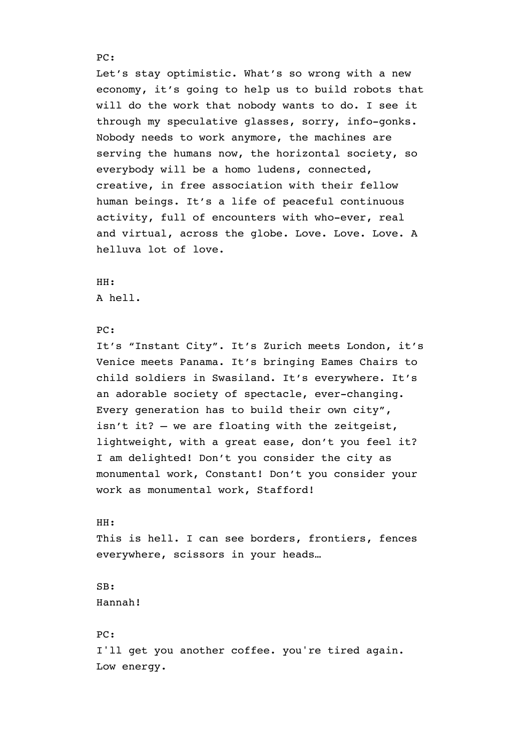PC:
Let’s stay optimistic. What’s so wrong with a new economy, it’s going to help us to build robots that will do the work that nobody wants to do. I see it through my speculative glasses, sorry, info-gonks. Nobody needs to work anymore, the machines are serving the humans now, the horizontal society, so everybody will be a homo ludens, connected, creative, in free association with their fellow human beings. It’s a life of peaceful continuous activity, full of encounters with who-ever, real and virtual, across the globe. Love. Love. Love. A helluva lot of love.

HH:
A hell.

PC:
It’s “Instant City”. It’s Zurich meets London, it’s Venice meets Panama. It’s bringing Eames Chairs to child soldiers in Swasiland. It’s everywhere. It’s an adorable society of spectacle, ever-changing. Every generation has to build their own city”, isn’t it? – we are floating with the zeitgeist, lightweight, with a great ease, don’t you feel it? I am delighted! Don’t you consider the city as monumental work, Constant! Don’t you consider your work as monumental work, Stafford!

HH:
This is hell. I can see borders, frontiers, fences everywhere, scissors in your heads…

SB:
Hannah!

PC:
I'll get you another coffee. you're tired again. Low energy.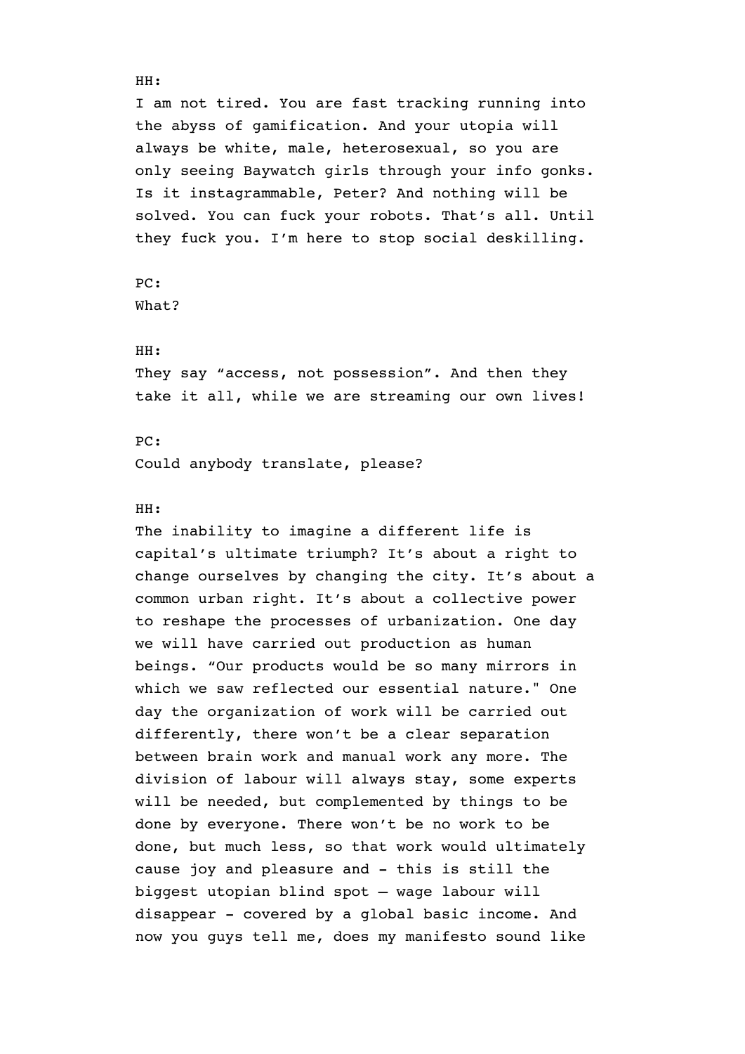HH:
I am not tired. You are fast tracking running into the abyss of gamification. And your utopia will always be white, male, heterosexual, so you are only seeing Baywatch girls through your info gonks. Is it instagrammable, Peter? And nothing will be solved. You can fuck your robots. That's all. Until they fuck you. I'm here to stop social deskilling.

PC:
What?

HH:
They say “access, not possession”. And then they take it all, while we are streaming our own lives!

PC:
Could anybody translate, please?

HH:
The inability to imagine a different life is capital's ultimate triumph? It's about a right to change ourselves by changing the city. It's about a common urban right. It's about a collective power to reshape the processes of urbanization. One day we will have carried out production as human beings. “Our products would be so many mirrors in which we saw reflected our essential nature." One day the organization of work will be carried out differently, there won't be a clear separation between brain work and manual work any more. The division of labour will always stay, some experts will be needed, but complemented by things to be done by everyone. There won't be no work to be done, but much less, so that work would ultimately cause joy and pleasure and - this is still the biggest utopian blind spot – wage labour will disappear - covered by a global basic income. And now you guys tell me, does my manifesto sound like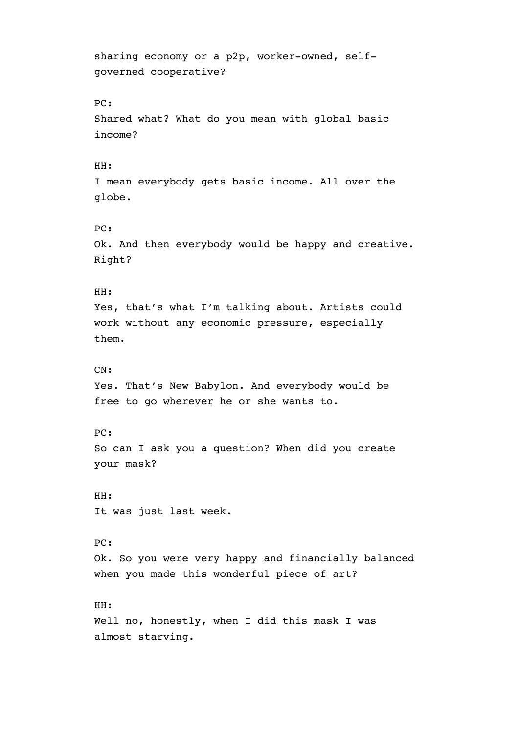sharing economy or a p2p, worker-owned, self-governed cooperative?

PC:
Shared what? What do you mean with global basic income?

HH:
I mean everybody gets basic income. All over the globe.

PC:
Ok. And then everybody would be happy and creative. Right?

HH:
Yes, that's what I'm talking about. Artists could work without any economic pressure, especially them.

CN:
Yes. That's New Babylon. And everybody would be free to go wherever he or she wants to.

PC:
So can I ask you a question? When did you create your mask?

HH:
It was just last week.

PC:
Ok. So you were very happy and financially balanced when you made this wonderful piece of art?

HH:
Well no, honestly, when I did this mask I was almost starving.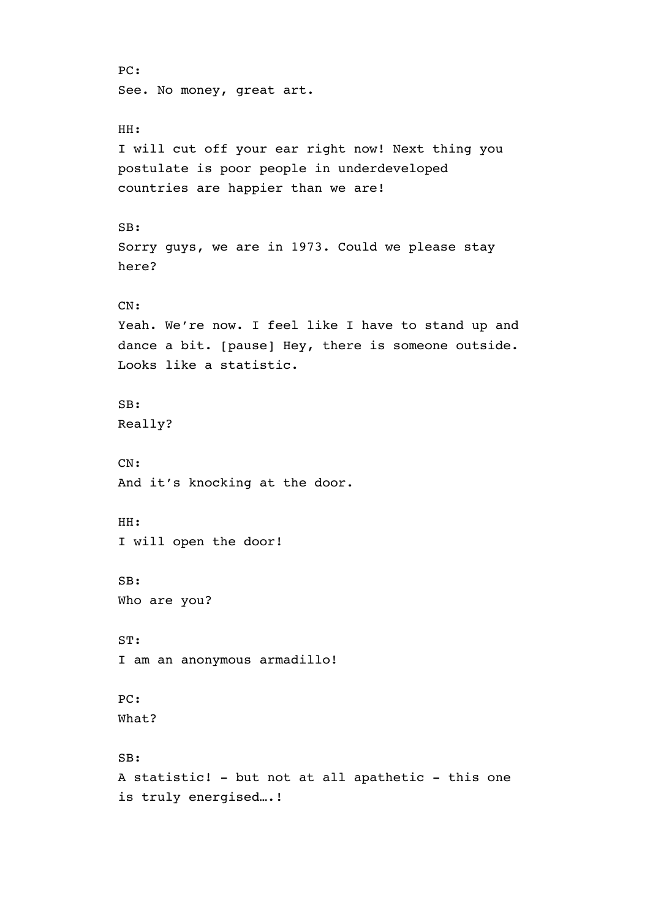PC:
See. No money, great art.

HH:
I will cut off your ear right now! Next thing you postulate is poor people in underdeveloped countries are happier than we are!

SB:
Sorry guys, we are in 1973. Could we please stay here?

CN:
Yeah. We're now. I feel like I have to stand up and dance a bit. [pause] Hey, there is someone outside. Looks like a statistic.

SB:
Really?

CN:
And it's knocking at the door.

HH:
I will open the door!

SB:
Who are you?

ST:
I am an anonymous armadillo!

PC:
What?

SB:
A statistic! - but not at all apathetic - this one is truly energised….!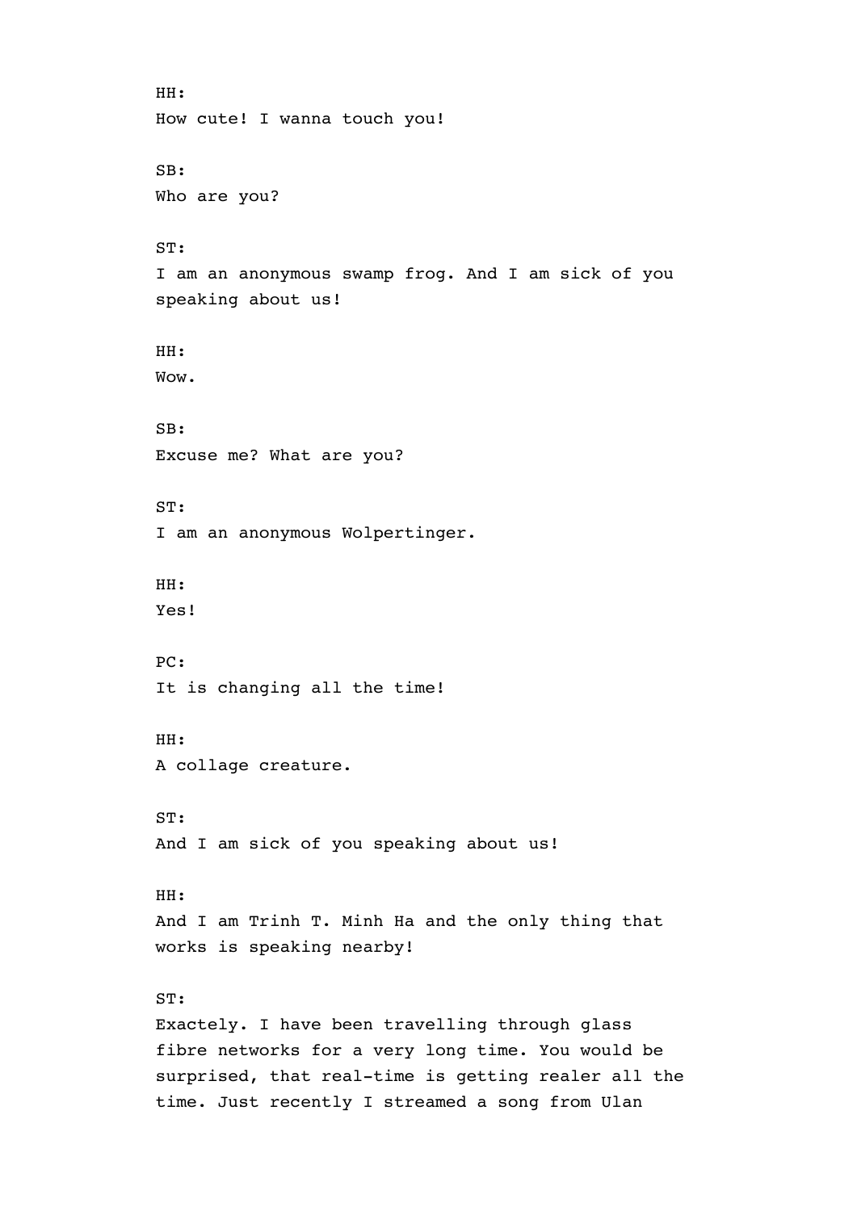HH:
How cute! I wanna touch you!

SB:
Who are you?

ST:
I am an anonymous swamp frog. And I am sick of you speaking about us!

HH:
Wow.

SB:
Excuse me? What are you?

ST:
I am an anonymous Wolpertinger.

HH:
Yes!

PC:
It is changing all the time!

HH:
A collage creature.

ST:
And I am sick of you speaking about us!

HH:
And I am Trinh T. Minh Ha and the only thing that works is speaking nearby!

ST:
Exactely. I have been travelling through glass fibre networks for a very long time. You would be surprised, that real-time is getting realer all the time. Just recently I streamed a song from Ulan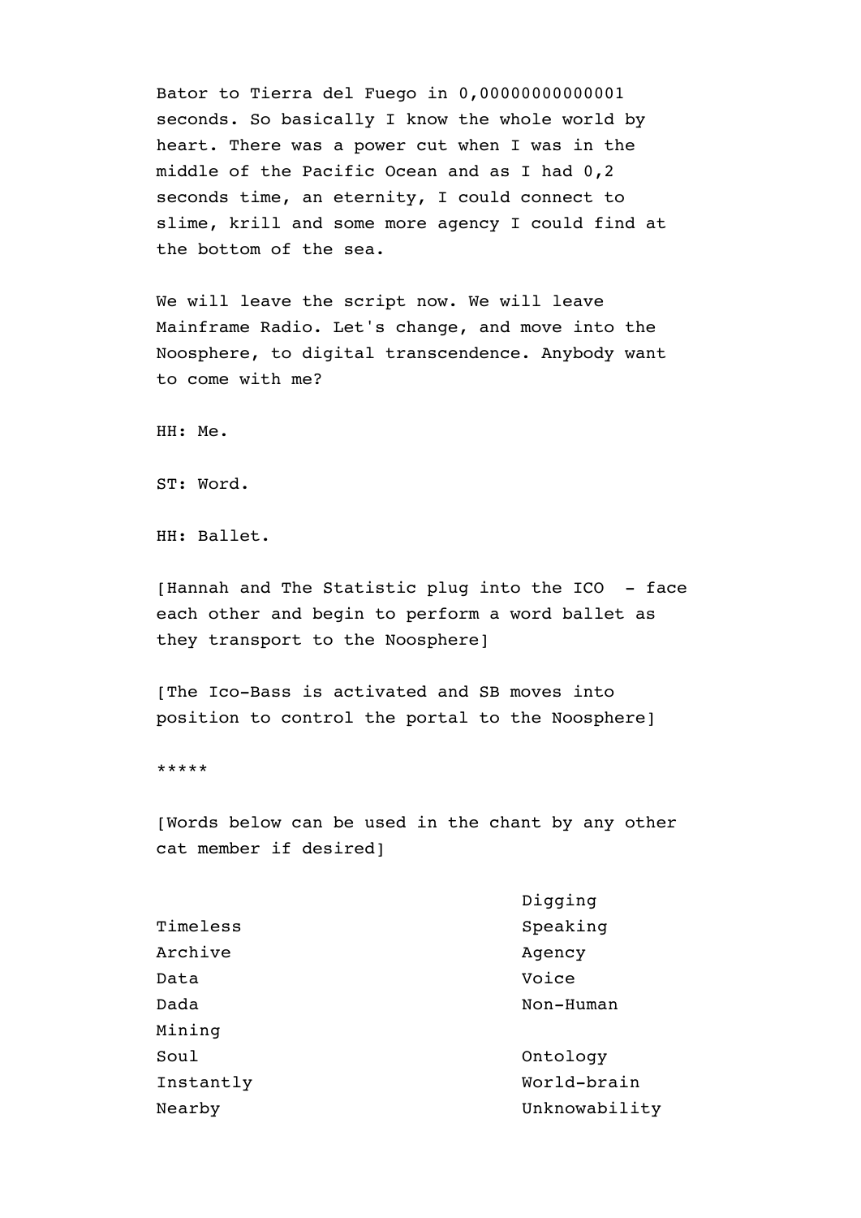Bator to Tierra del Fuego in 0,00000000000001 seconds. So basically I know the whole world by heart. There was a power cut when I was in the middle of the Pacific Ocean and as I had 0,2 seconds time, an eternity, I could connect to slime, krill and some more agency I could find at the bottom of the sea.

We will leave the script now. We will leave Mainframe Radio. Let's change, and move into the Noosphere, to digital transcendence. Anybody want to come with me?

HH: Me.

ST: Word.

HH: Ballet.

[Hannah and The Statistic plug into the ICO - face each other and begin to perform a word ballet as they transport to the Noosphere]

[The Ico-Bass is activated and SB moves into position to control the portal to the Noosphere]

*****

[Words below can be used in the chant by any other cat member if desired]

| | |
|---|---|
| | Digging |
| Timeless | Speaking |
| Archive | Agency |
| Data | Voice |
| Dada | Non-Human |
| Mining | |
| Soul | Ontology |
| Instantly | World-brain |
| Nearby | Unknowability |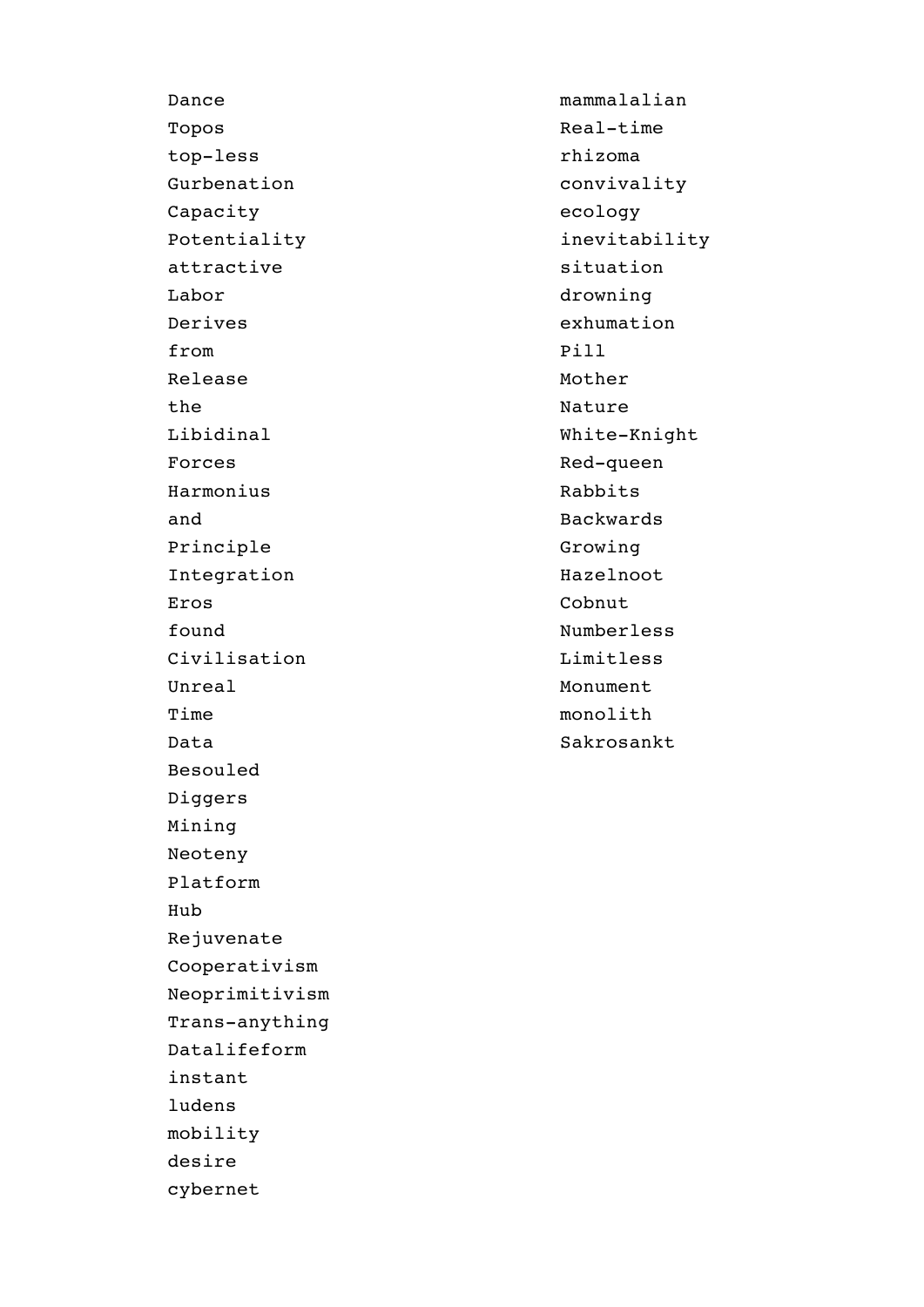Dance
Topos
top-less
Gurbenation
Capacity
Potentiality
attractive
Labor
Derives
from
Release
the
Libidinal
Forces
Harmonius
and
Principle
Integration
Eros
found
Civilisation
Unreal
Time
Data
Besouled
Diggers
Mining
Neoteny
Platform
Hub
Rejuvenate
Cooperativism
Neoprimitivism
Trans-anything
Datalifeform
instant
ludens
mobility
desire
cybernet

mammalalian
Real-time
rhizoma
convivality
ecology
inevitability
situation
drowning
exhumation
Pill
Mother
Nature
White-Knight
Red-queen
Rabbits
Backwards
Growing
Hazelnoot
Cobnut
Numberless
Limitless
Monument
monolith
Sakrosankt